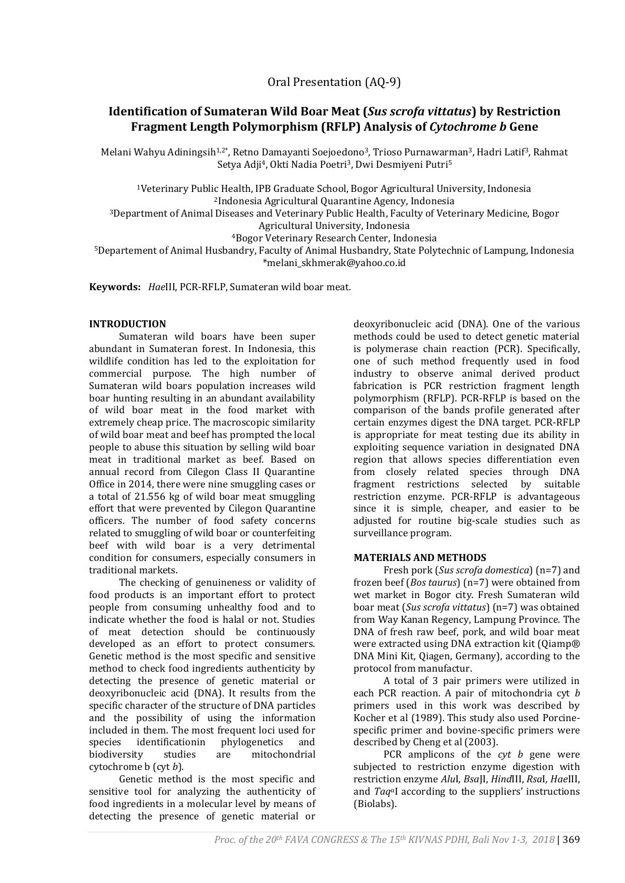Oral Presentation (AQ-9)

# Identification of Sumateran Wild Boar Meat (*Sus scrofa vittatus*) by Restriction Fragment Length Polymorphism (RFLP) Analysis of *Cytochrome b* Gene

Melani Wahyu Adiningsih[1,2*], Retno Damayanti Soejoedono[3], Trioso Purnawarman[3], Hadri Latif[3], Rahmat Setya Adji[4], Okti Nadia Poetri[3], Dwi Desmiyeni Putri[5]

[1]Veterinary Public Health, IPB Graduate School, Bogor Agricultural University, Indonesia
[2]Indonesia Agricultural Quarantine Agency, Indonesia
[3]Department of Animal Diseases and Veterinary Public Health, Faculty of Veterinary Medicine, Bogor Agricultural University, Indonesia
[4]Bogor Veterinary Research Center, Indonesia
[5]Departement of Animal Husbandry, Faculty of Animal Husbandry, State Polytechnic of Lampung, Indonesia
*melani_skhmerak@yahoo.co.id

**Keywords:** *Hae*III, PCR-RFLP, Sumateran wild boar meat.

## INTRODUCTION

Sumateran wild boars have been super abundant in Sumateran forest. In Indonesia, this wildlife condition has led to the exploitation for commercial purpose. The high number of Sumateran wild boars population increases wild boar hunting resulting in an abundant availability of wild boar meat in the food market with extremely cheap price. The macroscopic similarity of wild boar meat and beef has prompted the local people to abuse this situation by selling wild boar meat in traditional market as beef. Based on annual record from Cilegon Class II Quarantine Office in 2014, there were nine smuggling cases or a total of 21.556 kg of wild boar meat smuggling effort that were prevented by Cilegon Quarantine officers. The number of food safety concerns related to smuggling of wild boar or counterfeiting beef with wild boar is a very detrimental condition for consumers, especially consumers in traditional markets.

The checking of genuineness or validity of food products is an important effort to protect people from consuming unhealthy food and to indicate whether the food is halal or not. Studies of meat detection should be continuously developed as an effort to protect consumers. Genetic method is the most specific and sensitive method to check food ingredients authenticity by detecting the presence of genetic material or deoxyribonucleic acid (DNA). It results from the specific character of the structure of DNA particles and the possibility of using the information included in them. The most frequent loci used for species identificationin phylogenetics and biodiversity studies are mitochondrial cytochrome b (cyt *b*).

Genetic method is the most specific and sensitive tool for analyzing the authenticity of food ingredients in a molecular level by means of detecting the presence of genetic material or deoxyribonucleic acid (DNA). One of the various methods could be used to detect genetic material is polymerase chain reaction (PCR). Specifically, one of such method frequently used in food industry to observe animal derived product fabrication is PCR restriction fragment length polymorphism (RFLP). PCR-RFLP is based on the comparison of the bands profile generated after certain enzymes digest the DNA target. PCR-RFLP is appropriate for meat testing due its ability in exploiting sequence variation in designated DNA region that allows species differentiation even from closely related species through DNA fragment restrictions selected by suitable restriction enzyme. PCR-RFLP is advantageous since it is simple, cheaper, and easier to be adjusted for routine big-scale studies such as surveillance program.

## MATERIALS AND METHODS

Fresh pork (*Sus scrofa domestica*) (n=7) and frozen beef (*Bos taurus*) (n=7) were obtained from wet market in Bogor city. Fresh Sumateran wild boar meat (*Sus scrofa vittatus*) (n=7) was obtained from Way Kanan Regency, Lampung Province. The DNA of fresh raw beef, pork, and wild boar meat were extracted using DNA extraction kit (Qiamp® DNA Mini Kit, Qiagen, Germany), according to the protocol from manufactur.

A total of 3 pair primers were utilized in each PCR reaction. A pair of mitochondria cyt *b* primers used in this work was described by Kocher et al (1989). This study also used Porcine-specific primer and bovine-specific primers were described by Cheng et al (2003).

PCR amplicons of the *cyt b* gene were subjected to restriction enzyme digestion with restriction enzyme *Alu*I, *Bsa*JI, *Hind*III, *Rsa*I, *Hae*III, and *Taq*αI according to the suppliers' instructions (Biolabs).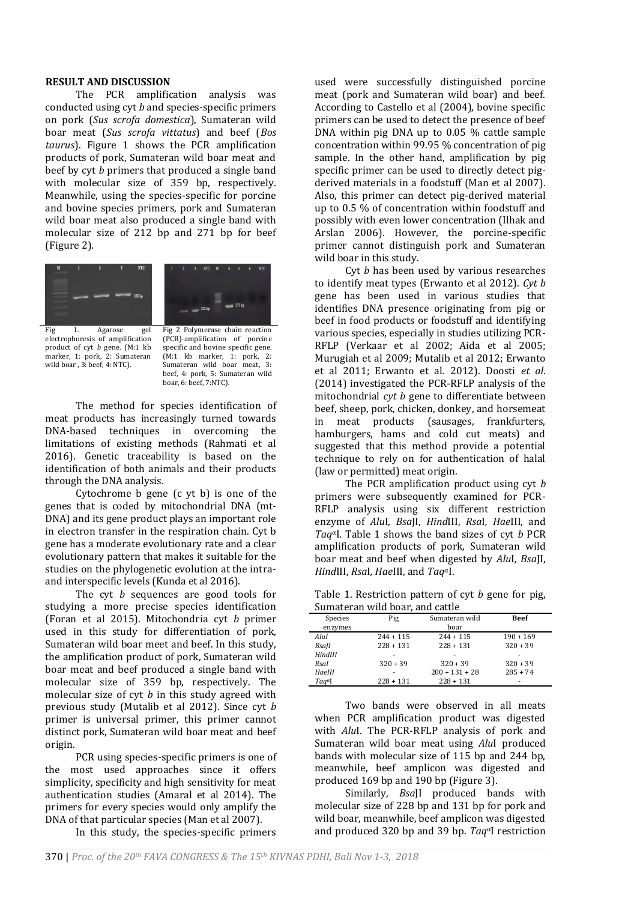## RESULT AND DISCUSSION

The PCR amplification analysis was conducted using cyt *b* and species-specific primers on pork (*Sus scrofa domestica*), Sumateran wild boar meat (*Sus scrofa vittatus*) and beef (*Bos taurus*). Figure 1 shows the PCR amplification products of pork, Sumateran wild boar meat and beef by cyt *b* primers that produced a single band with molecular size of 359 bp, respectively. Meanwhile, using the species-specific for porcine and bovine species primers, pork and Sumateran wild boar meat also produced a single band with molecular size of 212 bp and 271 bp for beef (Figure 2).

Fig 1. Agarose gel electrophoresis of amplification product of cyt *b* gene. (M:1 kb marker, 1: pork, 2: Sumateran wild boar , 3: beef, 4: NTC).

Fig 2 Polymerase chain reaction (PCR)-amplification of porcine specific and bovine specific gene. (M:1 kb marker, 1: pork, 2: Sumateran wild boar meat, 3: beef, 4: pork, 5: Sumateran wild boar, 6: beef, 7:NTC).

The method for species identification of meat products has increasingly turned towards DNA-based techniques in overcoming the limitations of existing methods (Rahmati et al 2016). Genetic traceability is based on the identification of both animals and their products through the DNA analysis.

Cytochrome b gene (c yt b) is one of the genes that is coded by mitochondrial DNA (mt-DNA) and its gene product plays an important role in electron transfer in the respiration chain. Cyt b gene has a moderate evolutionary rate and a clear evolutionary pattern that makes it suitable for the studies on the phylogenetic evolution at the intra-and interspecific levels (Kunda et al 2016).

The cyt *b* sequences are good tools for studying a more precise species identification (Foran et al 2015). Mitochondria cyt *b* primer used in this study for differentiation of pork, Sumateran wild boar meet and beef. In this study, the amplification product of pork, Sumateran wild boar meat and beef produced a single band with molecular size of 359 bp, respectively. The molecular size of cyt *b* in this study agreed with previous study (Mutalib et al 2012). Since cyt *b* primer is universal primer, this primer cannot distinct pork, Sumateran wild boar meat and beef origin.

PCR using species-specific primers is one of the most used approaches since it offers simplicity, specificity and high sensitivity for meat authentication studies (Amaral et al 2014). The primers for every species would only amplify the DNA of that particular species (Man et al 2007).

In this study, the species-specific primers used were successfully distinguished porcine meat (pork and Sumateran wild boar) and beef. According to Castello et al (2004), bovine specific primers can be used to detect the presence of beef DNA within pig DNA up to 0.05 % cattle sample concentration within 99.95 % concentration of pig sample. In the other hand, amplification by pig specific primer can be used to directly detect pig-derived materials in a foodstuff (Man et al 2007). Also, this primer can detect pig-derived material up to 0.5 % of concentration within foodstuff and possibly with even lower concentration (Ilhak and Arslan 2006). However, the porcine-specific primer cannot distinguish pork and Sumateran wild boar in this study.

Cyt *b* has been used by various researches to identify meat types (Erwanto et al 2012). *Cyt b* gene has been used in various studies that identifies DNA presence originating from pig or beef in food products or foodstuff and identifying various species, especially in studies utilizing PCR-RFLP (Verkaar et al 2002; Aida et al 2005; Murugiah et al 2009; Mutalib et al 2012; Erwanto et al 2011; Erwanto et. al. 2012). Doosti *et al*. (2014) investigated the PCR-RFLP analysis of the mitochondrial *cyt b* gene to differentiate between beef, sheep, pork, chicken, donkey, and horsemeat in meat products (sausages, frankfurters, hamburgers, hams and cold cut meats) and suggested that this method provide a potential technique to rely on for authentication of halal (law or permitted) meat origin.

The PCR amplification product using cyt *b* primers were subsequently examined for PCR-RFLP analysis using six different restriction enzyme of *Alu*I*, Bsa*JI, *Hind*III, *Rsa*I*, Hae*III, and *Taq*αI. Table 1 shows the band sizes of cyt *b* PCR amplification products of pork, Sumateran wild boar meat and beef when digested by *Alu*I, *Bsa*JI, *Hind*III, *Rsa*I*, Hae*III, and *Taq*αI.

Table 1. Restriction pattern of cyt *b* gene for pig, Sumateran wild boar, and cattle

| Species enzymes | Pig | Sumateran wild boar | **Beef** |
|---|---|---|---|
| *AluI* | 244 + 115 | 244 + 115 | 190 + 169 |
| *BsaJI* | 228 + 131 | 228 + 131 | 320 + 39 |
| *HindIII* | - | - | - |
| *RsaI* | 320 + 39 | 320 + 39 | 320 + 39 |
| *HaeIII* | - | 200 + 131 + 28 | 285 + 74 |
| *Taq*αI | 228 + 131 | 228 + 131 | - |

Two bands were observed in all meats when PCR amplification product was digested with *Alu*I. The PCR-RFLP analysis of pork and Sumateran wild boar meat using *Alu*I produced bands with molecular size of 115 bp and 244 bp, meanwhile, beef amplicon was digested and produced 169 bp and 190 bp (Figure 3).

Similarly, *Bsa*JI produced bands with molecular size of 228 bp and 131 bp for pork and wild boar, meanwhile, beef amplicon was digested and produced 320 bp and 39 bp. *Taq*αI restriction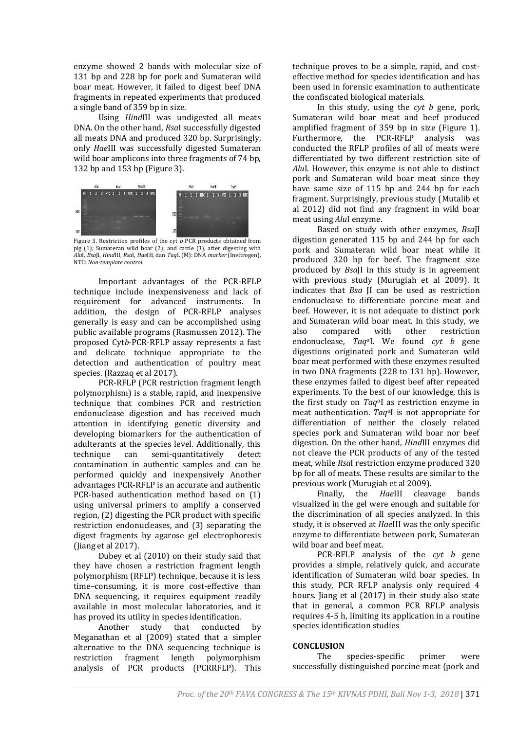enzyme showed 2 bands with molecular size of 131 bp and 228 bp for pork and Sumateran wild boar meat. However, it failed to digest beef DNA fragments in repeated experiments that produced a single band of 359 bp in size.

Using *Hind*III was undigested all meats DNA. On the other hand, *Rsa*I successfully digested all meats DNA and produced 320 bp. Surprisingly, only *Hae*III was successfully digested Sumateran wild boar amplicons into three fragments of 74 bp, 132 bp and 153 bp (Figure 3).

Figure 3. Restriction profiles of the cyt *b* PCR products obtained from pig (1); Sumateran wild boar (2); and cattle (3), after digesting with *Alu*I, *Bsa*JI, *Hind*III, *Rsa*I, *Hae*III, dan *Taq*I. (M): DNA *marker* (Invitrogen), NTC: *Non-template control.*

Important advantages of the PCR-RFLP technique include inexpensiveness and lack of requirement for advanced instruments. In addition, the design of PCR-RFLP analyses generally is easy and can be accomplished using public available programs (Rasmussen 2012). The proposed Cyt*b*-PCR-RFLP assay represents a fast and delicate technique appropriate to the detection and authentication of poultry meat species. (Razzaq et al 2017).

PCR-RFLP (PCR restriction fragment length polymorphism) is a stable, rapid, and inexpensive technique that combines PCR and restriction endonuclease digestion and has received much attention in identifying genetic diversity and developing biomarkers for the authentication of adulterants at the species level. Additionally, this technique can semi-quantitatively detect contamination in authentic samples and can be performed quickly and inexpensively Another advantages PCR-RFLP is an accurate and authentic PCR-based authentication method based on (1) using universal primers to amplify a conserved region, (2) digesting the PCR product with specific restriction endonucleases, and (3) separating the digest fragments by agarose gel electrophoresis (Jiang et al 2017).

Dubey et al (2010) on their study said that they have chosen a restriction fragment length polymorphism (RFLP) technique, because it is less time–consuming, it is more cost-effective than DNA sequencing, it requires equipment readily available in most molecular laboratories, and it has proved its utility in species identification.

Another study that conducted by Meganathan et al (2009) stated that a simpler alternative to the DNA sequencing technique is restriction fragment length polymorphism analysis of PCR products (PCRRFLP). This technique proves to be a simple, rapid, and cost-effective method for species identification and has been used in forensic examination to authenticate the confiscated biological materials.

In this study, using the *cyt b* gene, pork, Sumateran wild boar meat and beef produced amplified fragment of 359 bp in size (Figure 1). Furthermore, the PCR-RFLP analysis was conducted the RFLP profiles of all of meats were differentiated by two different restriction site of *Alu*I. However, this enzyme is not able to distinct pork and Sumateran wild boar meat since they have same size of 115 bp and 244 bp for each fragment. Surprisingly, previous study (Mutalib et al 2012) did not find any fragment in wild boar meat using *Alu*I enzyme.

Based on study with other enzymes, *Bsa*JI digestion generated 115 bp and 244 bp for each pork and Sumateran wild boar meat while it produced 320 bp for beef. The fragment size produced by *Bsa*JI in this study is in agreement with previous study (Murugiah et al 2009). It indicates that *Bsa* JI can be used as restriction endonuclease to differentiate porcine meat and beef. However, it is not adequate to distinct pork and Sumateran wild boar meat. In this study, we also compared with other restriction endonuclease, *Taq*$^{\alpha}$I. We found *cyt b* gene digestions originated pork and Sumateran wild boar meat performed with these enzymes resulted in two DNA fragments (228 to 131 bp). However, these enzymes failed to digest beef after repeated experiments. To the best of our knowledge, this is the first study on *Taq*$^{\alpha}$I as restriction enzyme in meat authentication. *Taq*$^{\alpha}$I is not appropriate for differentiation of neither the closely related species pork and Sumateran wild boar nor beef digestion. On the other hand, *Hind*III enzymes did not cleave the PCR products of any of the tested meat, while *Rsa*I restriction enzyme produced 320 bp for all of meats. These results are similar to the previous work (Murugiah et al 2009).

Finally, the *Hae*III cleavage bands visualized in the gel were enough and suitable for the discrimination of all species analyzed. In this study, it is observed at *Hae*III was the only specific enzyme to differentiate between pork, Sumateran wild boar and beef meat.

PCR-RFLP analysis of the *cyt b* gene provides a simple, relatively quick, and accurate identification of Sumateran wild boar species. In this study, PCR RFLP analysis only required 4 hours. Jiang et al (2017) in their study also state that in general, a common PCR RFLP analysis requires 4-5 h, limiting its application in a routine species identification studies

**CONCLUSION**

The species-specific primer were successfully distinguished porcine meat (pork and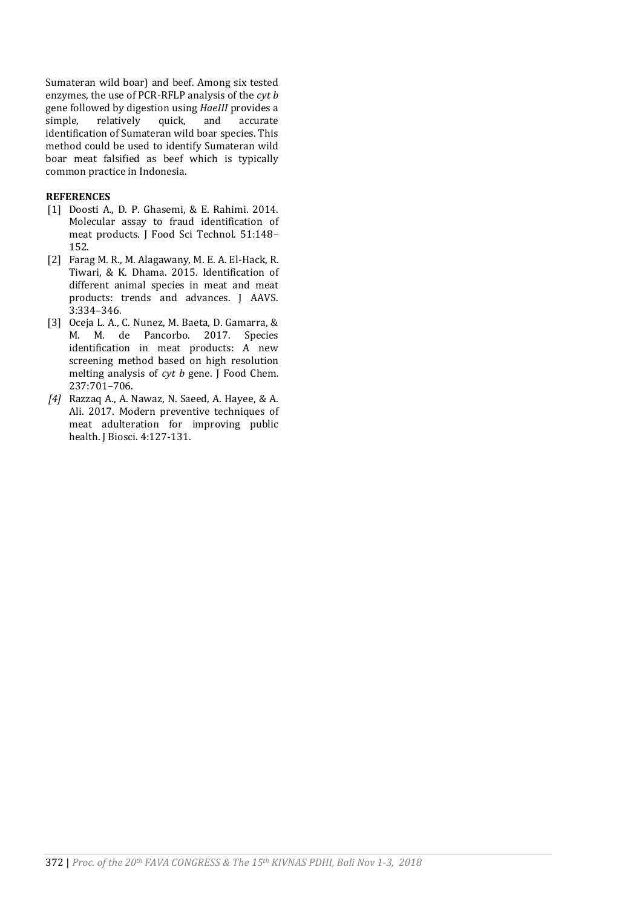Sumateran wild boar) and beef. Among six tested enzymes, the use of PCR-RFLP analysis of the *cyt b* gene followed by digestion using *HaeIII* provides a simple, relatively quick, and accurate identification of Sumateran wild boar species. This method could be used to identify Sumateran wild boar meat falsified as beef which is typically common practice in Indonesia.

**REFERENCES**

[1] Doosti A., D. P. Ghasemi, & E. Rahimi. 2014. Molecular assay to fraud identification of meat products. J Food Sci Technol. 51:148–152.

[2] Farag M. R., M. Alagawany, M. E. A. El-Hack, R. Tiwari, & K. Dhama. 2015. Identification of different animal species in meat and meat products: trends and advances. J AAVS. 3:334–346.

[3] Oceja L. A., C. Nunez, M. Baeta, D. Gamarra, & M. M. de Pancorbo. 2017. Species identification in meat products: A new screening method based on high resolution melting analysis of *cyt b* gene. J Food Chem. 237:701–706.

*[4]* Razzaq A., A. Nawaz, N. Saeed, A. Hayee, & A. Ali. 2017. Modern preventive techniques of meat adulteration for improving public health. J Biosci. 4:127-131.